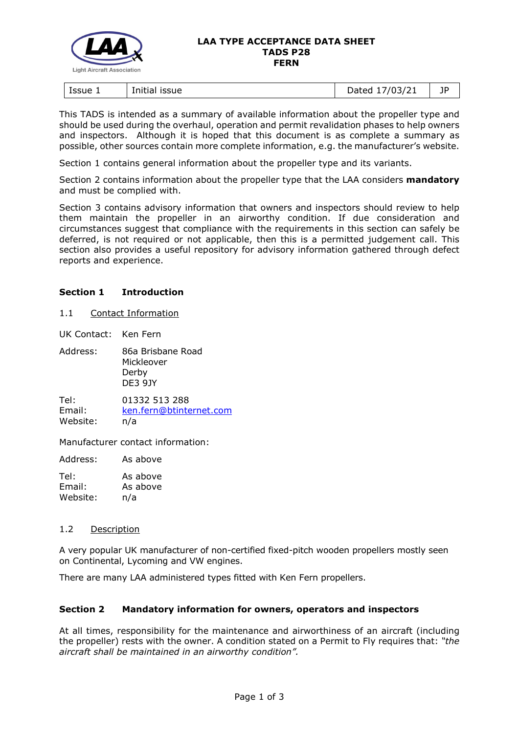**LAA TYPE ACCEPTANCE DATA SHEET**
**TADS P28**
**FERN**

| Issue 1 | Initial issue | Dated 17/03/21 | JP |
|---|---|---|---|

This TADS is intended as a summary of available information about the propeller type and should be used during the overhaul, operation and permit revalidation phases to help owners and inspectors. Although it is hoped that this document is as complete a summary as possible, other sources contain more complete information, e.g. the manufacturer's website.

Section 1 contains general information about the propeller type and its variants.

Section 2 contains information about the propeller type that the LAA considers **mandatory** and must be complied with.

Section 3 contains advisory information that owners and inspectors should review to help them maintain the propeller in an airworthy condition. If due consideration and circumstances suggest that compliance with the requirements in this section can safely be deferred, is not required or not applicable, then this is a permitted judgement call. This section also provides a useful repository for advisory information gathered through defect reports and experience.

## Section 1 Introduction

### 1.1 Contact Information

UK Contact: Ken Fern

Address: 86a Brisbane Road
Mickleover
Derby
DE3 9JY

Tel: 01332 513 288
Email: ken.fern@btinternet.com
Website: n/a

Manufacturer contact information:

Address: As above

Tel: As above
Email: As above
Website: n/a

### 1.2 Description

A very popular UK manufacturer of non-certified fixed-pitch wooden propellers mostly seen on Continental, Lycoming and VW engines.

There are many LAA administered types fitted with Ken Fern propellers.

## Section 2 Mandatory information for owners, operators and inspectors

At all times, responsibility for the maintenance and airworthiness of an aircraft (including the propeller) rests with the owner. A condition stated on a Permit to Fly requires that: *"the aircraft shall be maintained in an airworthy condition".*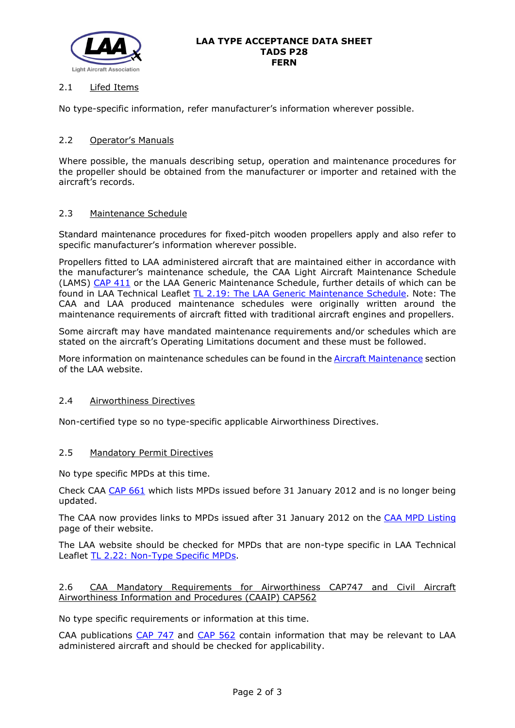### 2.1 Lifed Items

No type-specific information, refer manufacturer's information wherever possible.

### 2.2 Operator's Manuals

Where possible, the manuals describing setup, operation and maintenance procedures for the propeller should be obtained from the manufacturer or importer and retained with the aircraft's records.

### 2.3 Maintenance Schedule

Standard maintenance procedures for fixed-pitch wooden propellers apply and also refer to specific manufacturer's information wherever possible.

Propellers fitted to LAA administered aircraft that are maintained either in accordance with the manufacturer's maintenance schedule, the CAA Light Aircraft Maintenance Schedule (LAMS) CAP 411 or the LAA Generic Maintenance Schedule, further details of which can be found in LAA Technical Leaflet TL 2.19: The LAA Generic Maintenance Schedule. Note: The CAA and LAA produced maintenance schedules were originally written around the maintenance requirements of aircraft fitted with traditional aircraft engines and propellers.

Some aircraft may have mandated maintenance requirements and/or schedules which are stated on the aircraft's Operating Limitations document and these must be followed.

More information on maintenance schedules can be found in the Aircraft Maintenance section of the LAA website.

### 2.4 Airworthiness Directives

Non-certified type so no type-specific applicable Airworthiness Directives.

### 2.5 Mandatory Permit Directives

No type specific MPDs at this time.

Check CAA CAP 661 which lists MPDs issued before 31 January 2012 and is no longer being updated.

The CAA now provides links to MPDs issued after 31 January 2012 on the CAA MPD Listing page of their website.

The LAA website should be checked for MPDs that are non-type specific in LAA Technical Leaflet TL 2.22: Non-Type Specific MPDs.

### 2.6 CAA Mandatory Requirements for Airworthiness CAP747 and Civil Aircraft Airworthiness Information and Procedures (CAAIP) CAP562

No type specific requirements or information at this time.

CAA publications CAP 747 and CAP 562 contain information that may be relevant to LAA administered aircraft and should be checked for applicability.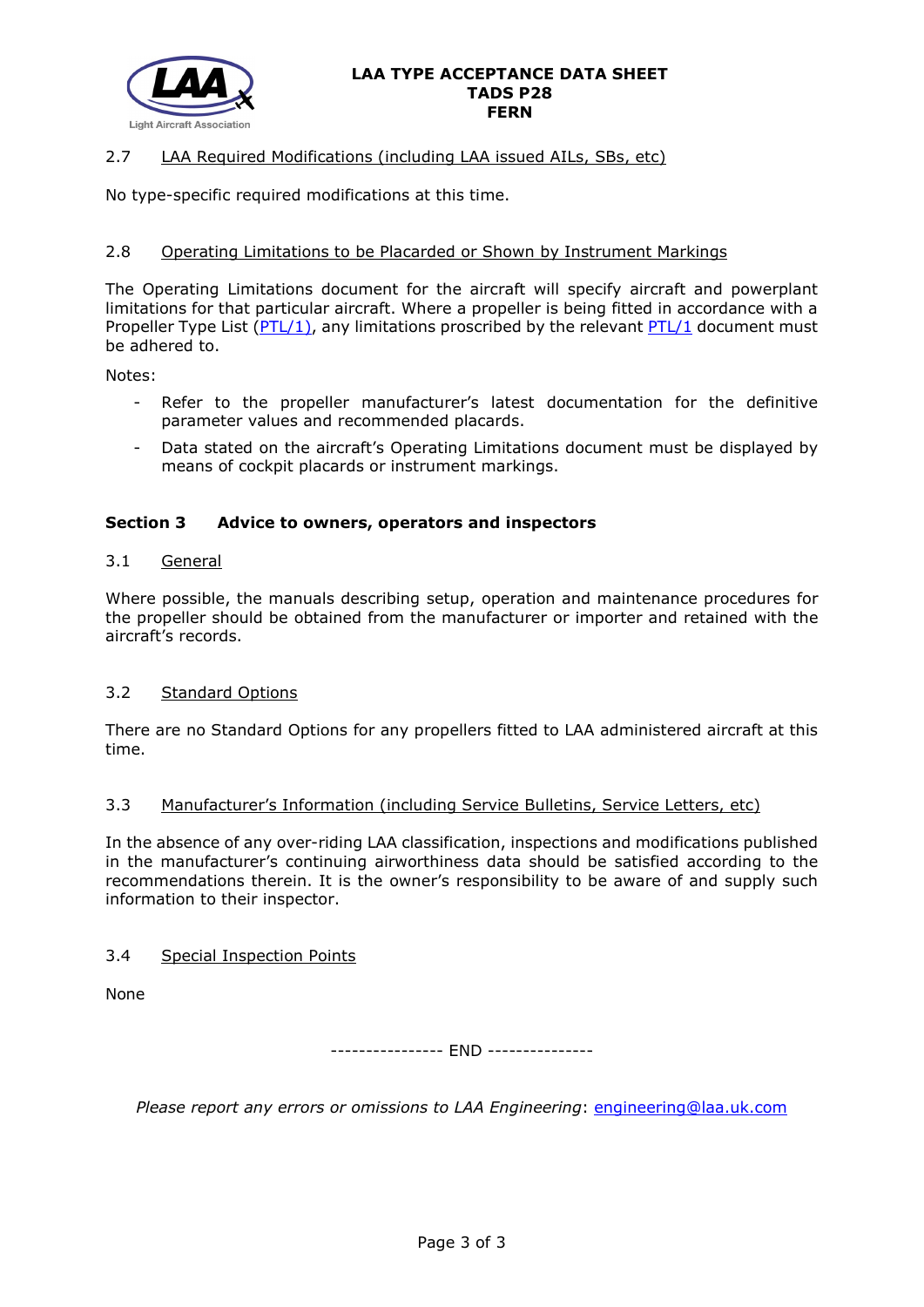#### 2.7 LAA Required Modifications (including LAA issued AILs, SBs, etc)

No type-specific required modifications at this time.

#### 2.8 Operating Limitations to be Placarded or Shown by Instrument Markings

The Operating Limitations document for the aircraft will specify aircraft and powerplant limitations for that particular aircraft. Where a propeller is being fitted in accordance with a Propeller Type List (PTL/1), any limitations proscribed by the relevant PTL/1 document must be adhered to.

Notes:

- Refer to the propeller manufacturer's latest documentation for the definitive parameter values and recommended placards.
- Data stated on the aircraft's Operating Limitations document must be displayed by means of cockpit placards or instrument markings.

### Section 3 Advice to owners, operators and inspectors

#### 3.1 General

Where possible, the manuals describing setup, operation and maintenance procedures for the propeller should be obtained from the manufacturer or importer and retained with the aircraft's records.

#### 3.2 Standard Options

There are no Standard Options for any propellers fitted to LAA administered aircraft at this time.

#### 3.3 Manufacturer's Information (including Service Bulletins, Service Letters, etc)

In the absence of any over-riding LAA classification, inspections and modifications published in the manufacturer's continuing airworthiness data should be satisfied according to the recommendations therein. It is the owner's responsibility to be aware of and supply such information to their inspector.

#### 3.4 Special Inspection Points

None

---------------- END ---------------

*Please report any errors or omissions to LAA Engineering*: engineering@laa.uk.com